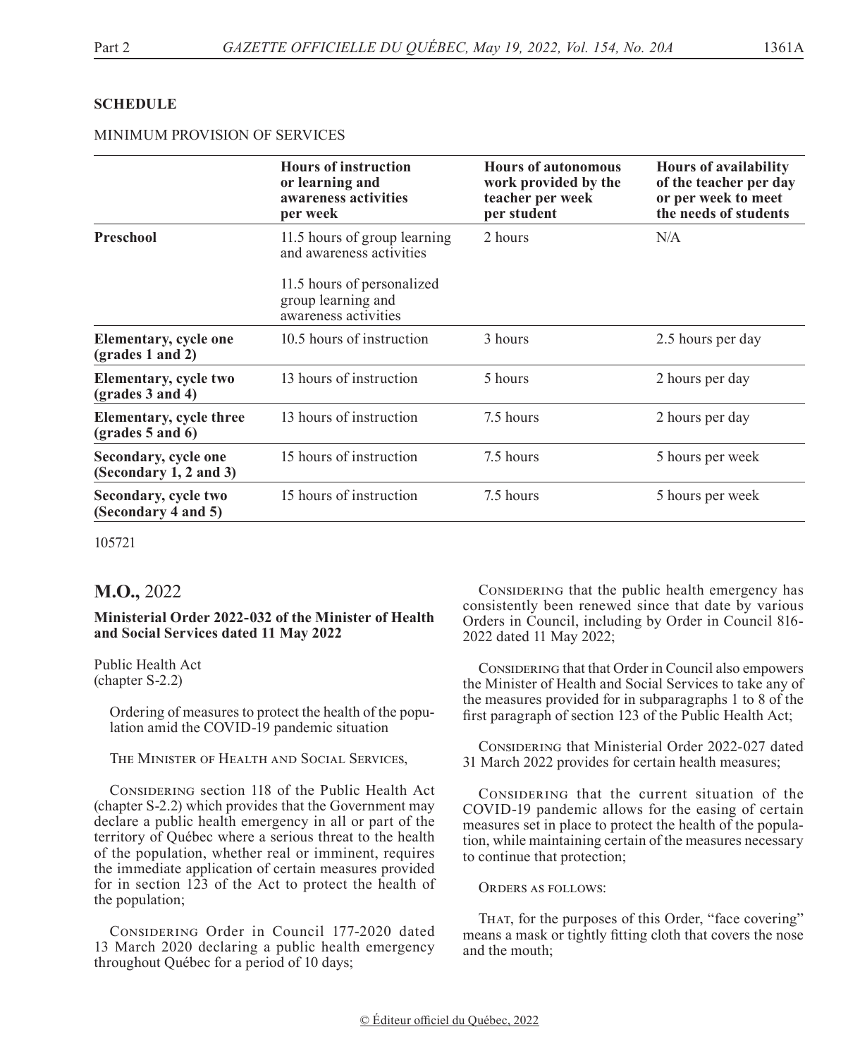**SCHEDULE**

MINIMUM PROVISION OF SERVICES

| | Hours of instruction or learning and awareness activities per week | Hours of autonomous work provided by the teacher per week per student | Hours of availability of the teacher per day or per week to meet the needs of students |
|---|---|---|---|
| **Preschool** | 11.5 hours of group learning and awareness activities<br><br>11.5 hours of personalized group learning and awareness activities | 2 hours | N/A |
| **Elementary, cycle one (grades 1 and 2)** | 10.5 hours of instruction | 3 hours | 2.5 hours per day |
| **Elementary, cycle two (grades 3 and 4)** | 13 hours of instruction | 5 hours | 2 hours per day |
| **Elementary, cycle three (grades 5 and 6)** | 13 hours of instruction | 7.5 hours | 2 hours per day |
| **Secondary, cycle one (Secondary 1, 2 and 3)** | 15 hours of instruction | 7.5 hours | 5 hours per week |
| **Secondary, cycle two (Secondary 4 and 5)** | 15 hours of instruction | 7.5 hours | 5 hours per week |

105721

## M.O., 2022

**Ministerial Order 2022-032 of the Minister of Health and Social Services dated 11 May 2022**

Public Health Act
(chapter S-2.2)

Ordering of measures to protect the health of the population amid the COVID-19 pandemic situation

The Minister of Health and Social Services,

Considering section 118 of the Public Health Act (chapter S-2.2) which provides that the Government may declare a public health emergency in all or part of the territory of Québec where a serious threat to the health of the population, whether real or imminent, requires the immediate application of certain measures provided for in section 123 of the Act to protect the health of the population;

Considering Order in Council 177-2020 dated 13 March 2020 declaring a public health emergency throughout Québec for a period of 10 days;

Considering that the public health emergency has consistently been renewed since that date by various Orders in Council, including by Order in Council 816-2022 dated 11 May 2022;

Considering that that Order in Council also empowers the Minister of Health and Social Services to take any of the measures provided for in subparagraphs 1 to 8 of the first paragraph of section 123 of the Public Health Act;

Considering that Ministerial Order 2022-027 dated 31 March 2022 provides for certain health measures;

Considering that the current situation of the COVID-19 pandemic allows for the easing of certain measures set in place to protect the health of the population, while maintaining certain of the measures necessary to continue that protection;

Orders as follows:

That, for the purposes of this Order, "face covering" means a mask or tightly fitting cloth that covers the nose and the mouth;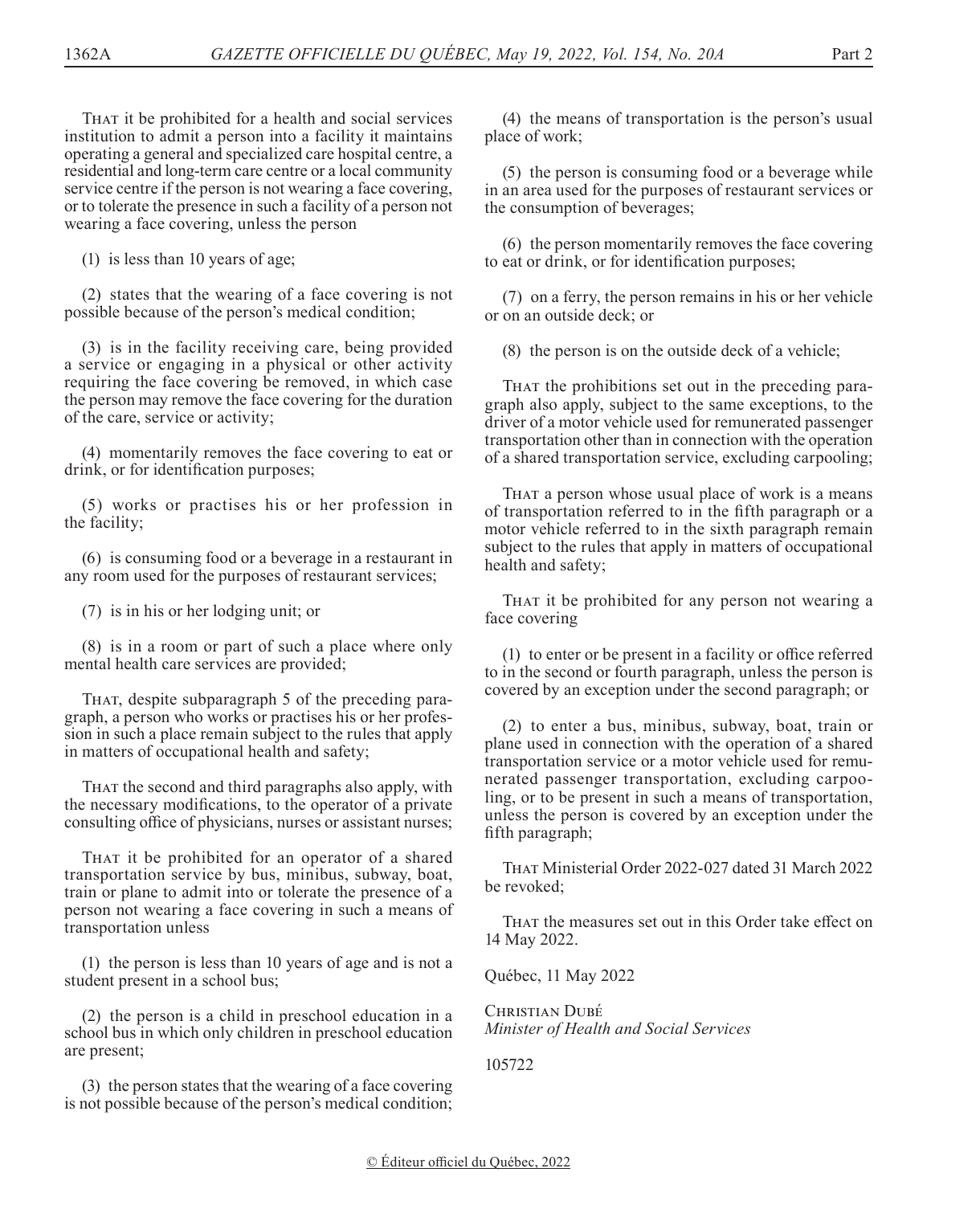That it be prohibited for a health and social services institution to admit a person into a facility it maintains operating a general and specialized care hospital centre, a residential and long-term care centre or a local community service centre if the person is not wearing a face covering, or to tolerate the presence in such a facility of a person not wearing a face covering, unless the person

(1) is less than 10 years of age;

(2) states that the wearing of a face covering is not possible because of the person's medical condition;

(3) is in the facility receiving care, being provided a service or engaging in a physical or other activity requiring the face covering be removed, in which case the person may remove the face covering for the duration of the care, service or activity;

(4) momentarily removes the face covering to eat or drink, or for identification purposes;

(5) works or practises his or her profession in the facility;

(6) is consuming food or a beverage in a restaurant in any room used for the purposes of restaurant services;

(7) is in his or her lodging unit; or

(8) is in a room or part of such a place where only mental health care services are provided;

That, despite subparagraph 5 of the preceding paragraph, a person who works or practises his or her profession in such a place remain subject to the rules that apply in matters of occupational health and safety;

That the second and third paragraphs also apply, with the necessary modifications, to the operator of a private consulting office of physicians, nurses or assistant nurses;

That it be prohibited for an operator of a shared transportation service by bus, minibus, subway, boat, train or plane to admit into or tolerate the presence of a person not wearing a face covering in such a means of transportation unless

(1) the person is less than 10 years of age and is not a student present in a school bus;

(2) the person is a child in preschool education in a school bus in which only children in preschool education are present;

(3) the person states that the wearing of a face covering is not possible because of the person's medical condition;

(4) the means of transportation is the person's usual place of work;

(5) the person is consuming food or a beverage while in an area used for the purposes of restaurant services or the consumption of beverages;

(6) the person momentarily removes the face covering to eat or drink, or for identification purposes;

(7) on a ferry, the person remains in his or her vehicle or on an outside deck; or

(8) the person is on the outside deck of a vehicle;

That the prohibitions set out in the preceding paragraph also apply, subject to the same exceptions, to the driver of a motor vehicle used for remunerated passenger transportation other than in connection with the operation of a shared transportation service, excluding carpooling;

That a person whose usual place of work is a means of transportation referred to in the fifth paragraph or a motor vehicle referred to in the sixth paragraph remain subject to the rules that apply in matters of occupational health and safety;

That it be prohibited for any person not wearing a face covering

(1) to enter or be present in a facility or office referred to in the second or fourth paragraph, unless the person is covered by an exception under the second paragraph; or

(2) to enter a bus, minibus, subway, boat, train or plane used in connection with the operation of a shared transportation service or a motor vehicle used for remunerated passenger transportation, excluding carpooling, or to be present in such a means of transportation, unless the person is covered by an exception under the fifth paragraph;

That Ministerial Order 2022-027 dated 31 March 2022 be revoked;

That the measures set out in this Order take effect on 14 May 2022.

Québec, 11 May 2022

Christian Dubé
*Minister of Health and Social Services*

105722

© Éditeur officiel du Québec, 2022